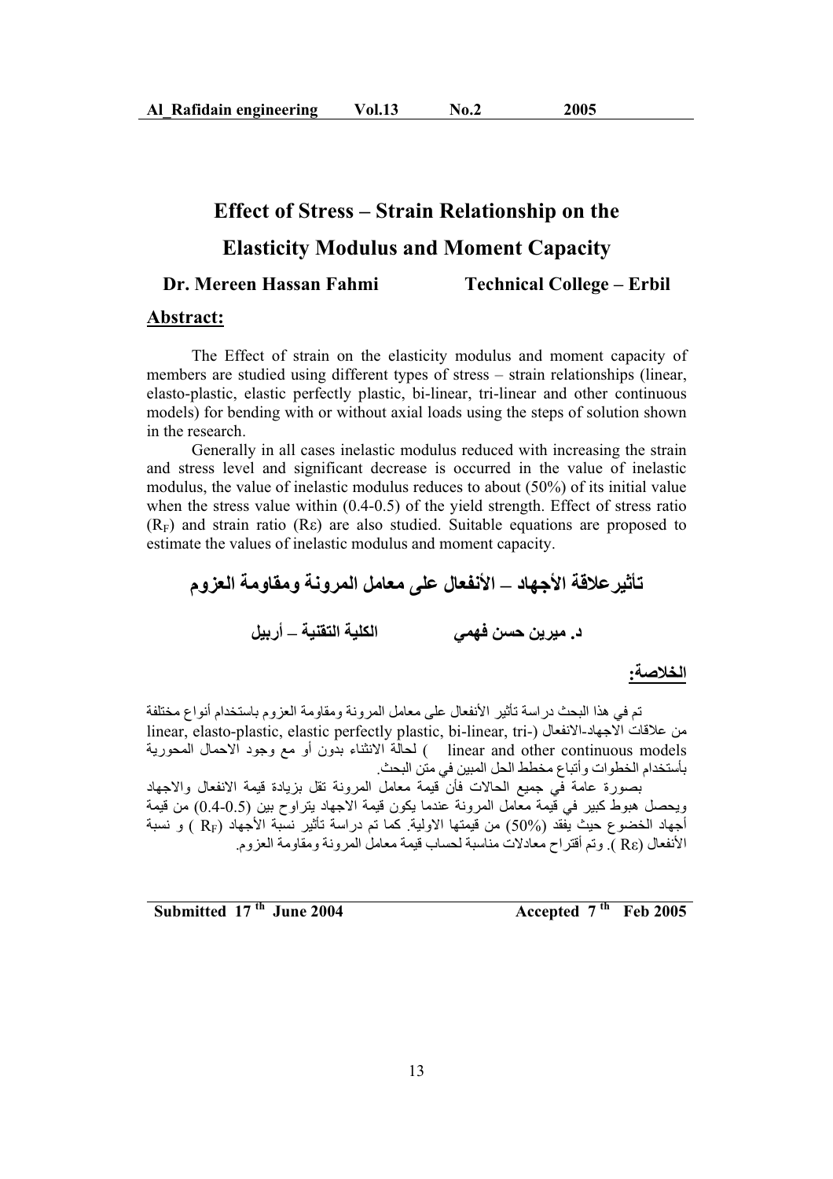# Effect of Stress – Strain Relationship on the Elasticity Modulus and Moment Capacity

**Dr. Mereen Hassan Fahmi** **Technical College – Erbil**

## Abstract:

The Effect of strain on the elasticity modulus and moment capacity of members are studied using different types of stress – strain relationships (linear, elasto-plastic, elastic perfectly plastic, bi-linear, tri-linear and other continuous models) for bending with or without axial loads using the steps of solution shown in the research.

Generally in all cases inelastic modulus reduced with increasing the strain and stress level and significant decrease is occurred in the value of inelastic modulus, the value of inelastic modulus reduces to about (50%) of its initial value when the stress value within (0.4-0.5) of the yield strength. Effect of stress ratio ($R_F$) and strain ratio ($R\varepsilon$) are also studied. Suitable equations are proposed to estimate the values of inelastic modulus and moment capacity.

# تأثيرعلاقة الأجهاد – الأنفعال على معامل المرونة ومقاومة العزوم

**د. ميرين حسن فهمي** **الكلية التقنية – أربيل**

## الخلاصة:

تم في هذا البحث دراسة تأثير الأنفعال على معامل المرونة ومقاومة العزوم باستخدام أنواع مختلفة من علاقات الاجهاد-الانفعال (linear, elasto-plastic, elastic perfectly plastic, bi-linear, tri-linear and other continuous models ) لحالة الانثناء بدون أو مع وجود الاحمال المحورية بأستخدام الخطوات وأتباع مخطط الحل المبين في متن البحث.

بصورة عامة في جميع الحالات فأن قيمة معامل المرونة تقل بزيادة قيمة الانفعال والاجهاد ويحصل هبوط كبير في قيمة معامل المرونة عندما يكون قيمة الاجهاد يتراوح بين (0.4-0.5) من قيمة أجهاد الخضوع حيث يفقد (50%) من قيمتها الاولية. كما تم دراسة تأثير نسبة الأجهاد ($R_F$) و نسبة الأنفعال ($R\varepsilon$). وتم أقتراح معادلات مناسبة لحساب قيمة معامل المرونة ومقاومة العزوم.

**Submitted 17$^{th}$ June 2004** **Accepted 7$^{th}$ Feb 2005**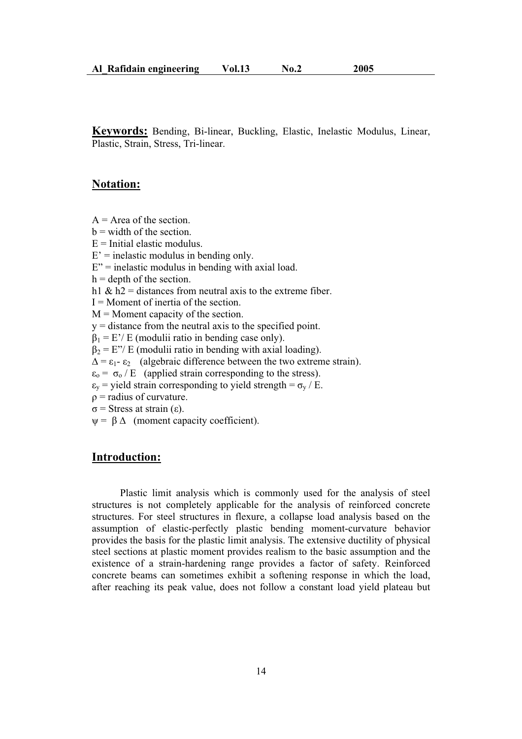**Keywords:** Bending, Bi-linear, Buckling, Elastic, Inelastic Modulus, Linear, Plastic, Strain, Stress, Tri-linear.

## Notation:

$A$ = Area of the section.
$b$ = width of the section.
$E$ = Initial elastic modulus.
$E'$ = inelastic modulus in bending only.
$E''$ = inelastic modulus in bending with axial load.
$h$ = depth of the section.
$h1$ & $h2$ = distances from neutral axis to the extreme fiber.
$I$ = Moment of inertia of the section.
$M$ = Moment capacity of the section.
$y$ = distance from the neutral axis to the specified point.
$\beta_1 = E'/E$ (modulii ratio in bending case only).
$\beta_2 = E''/E$ (modulii ratio in bending with axial loading).
$\Delta = \varepsilon_1 - \varepsilon_2$ (algebraic difference between the two extreme strain).
$\varepsilon_o = \sigma_o / E$ (applied strain corresponding to the stress).
$\varepsilon_y$ = yield strain corresponding to yield strength = $\sigma_y / E$.
$\rho$ = radius of curvature.
$\sigma$ = Stress at strain ($\varepsilon$).
$\psi = \beta\,\Delta$ (moment capacity coefficient).

## Introduction:

Plastic limit analysis which is commonly used for the analysis of steel structures is not completely applicable for the analysis of reinforced concrete structures. For steel structures in flexure, a collapse load analysis based on the assumption of elastic-perfectly plastic bending moment-curvature behavior provides the basis for the plastic limit analysis. The extensive ductility of physical steel sections at plastic moment provides realism to the basic assumption and the existence of a strain-hardening range provides a factor of safety. Reinforced concrete beams can sometimes exhibit a softening response in which the load, after reaching its peak value, does not follow a constant load yield plateau but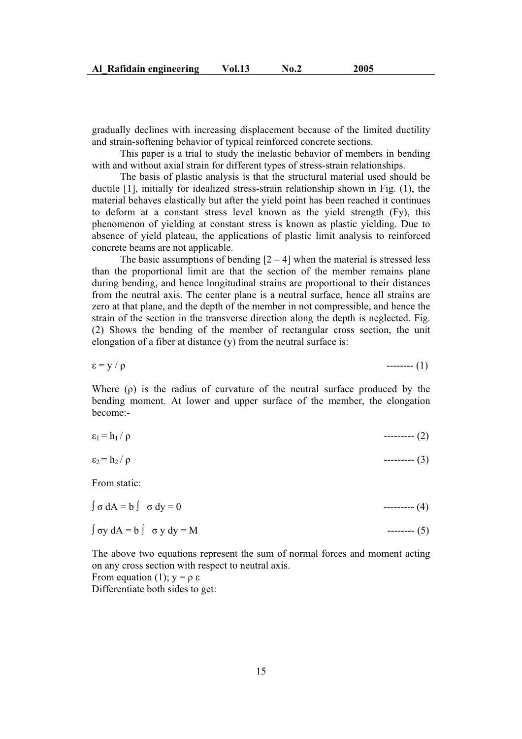gradually declines with increasing displacement because of the limited ductility and strain-softening behavior of typical reinforced concrete sections.

This paper is a trial to study the inelastic behavior of members in bending with and without axial strain for different types of stress-strain relationships.

The basis of plastic analysis is that the structural material used should be ductile [1], initially for idealized stress-strain relationship shown in Fig. (1), the material behaves elastically but after the yield point has been reached it continues to deform at a constant stress level known as the yield strength (Fy), this phenomenon of yielding at constant stress is known as plastic yielding. Due to absence of yield plateau, the applications of plastic limit analysis to reinforced concrete beams are not applicable.

The basic assumptions of bending [2 – 4] when the material is stressed less than the proportional limit are that the section of the member remains plane during bending, and hence longitudinal strains are proportional to their distances from the neutral axis. The center plane is a neutral surface, hence all strains are zero at that plane, and the depth of the member in not compressible, and hence the strain of the section in the transverse direction along the depth is neglected. Fig. (2) Shows the bending of the member of rectangular cross section, the unit elongation of a fiber at distance (y) from the neutral surface is:

$$\varepsilon = y / \rho \qquad \text{-------- (1)}$$

Where ($\rho$) is the radius of curvature of the neutral surface produced by the bending moment. At lower and upper surface of the member, the elongation become:-

$$\varepsilon_1 = h_1 / \rho \qquad \text{--------- (2)}$$

$$\varepsilon_2 = h_2 / \rho \qquad \text{--------- (3)}$$

From static:

$$\int \sigma \, dA = b \int \sigma \, dy = 0 \qquad \text{--------- (4)}$$

$$\int \sigma y \, dA = b \int \sigma \, y \, dy = M \qquad \text{-------- (5)}$$

The above two equations represent the sum of normal forces and moment acting on any cross section with respect to neutral axis.
From equation (1); $y = \rho \, \varepsilon$
Differentiate both sides to get: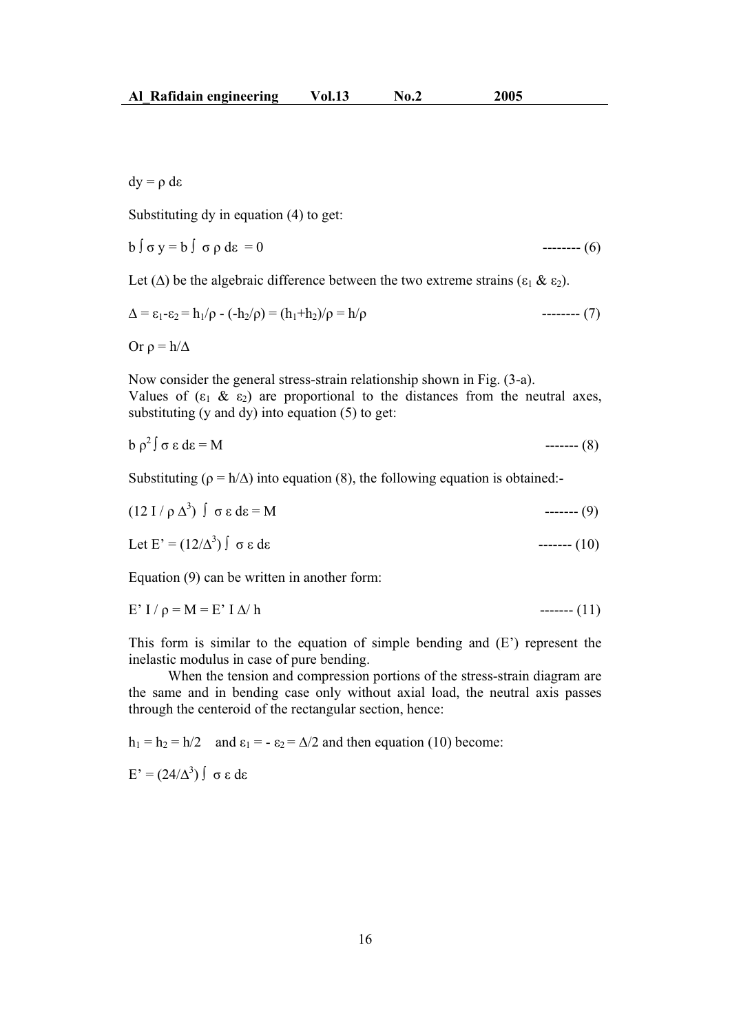$$dy = \rho \, d\varepsilon$$

Substituting dy in equation (4) to get:

$$b \int \sigma \, y = b \int \sigma \, \rho \, d\varepsilon = 0 \qquad \text{-------- (6)}$$

Let ($\Delta$) be the algebraic difference between the two extreme strains ($\varepsilon_1$ & $\varepsilon_2$).

$$\Delta = \varepsilon_1 - \varepsilon_2 = h_1/\rho - (-h_2/\rho) = (h_1+h_2)/\rho = h/\rho \qquad \text{-------- (7)}$$

Or $\rho = h/\Delta$

Now consider the general stress-strain relationship shown in Fig. (3-a).
Values of ($\varepsilon_1$ & $\varepsilon_2$) are proportional to the distances from the neutral axes, substituting (y and dy) into equation (5) to get:

$$b \, \rho^2 \int \sigma \, \varepsilon \, d\varepsilon = M \qquad \text{------- (8)}$$

Substituting ($\rho = h/\Delta$) into equation (8), the following equation is obtained:-

$$(12 \, I / \rho \, \Delta^3) \int \sigma \, \varepsilon \, d\varepsilon = M \qquad \text{------- (9)}$$

$$\text{Let } E' = (12/\Delta^3) \int \sigma \, \varepsilon \, d\varepsilon \qquad \text{------- (10)}$$

Equation (9) can be written in another form:

$$E' \, I / \rho = M = E' \, I \, \Delta / h \qquad \text{------- (11)}$$

This form is similar to the equation of simple bending and ($E'$) represent the inelastic modulus in case of pure bending.

When the tension and compression portions of the stress-strain diagram are the same and in bending case only without axial load, the neutral axis passes through the centeroid of the rectangular section, hence:

$h_1 = h_2 = h/2$ and $\varepsilon_1 = -\varepsilon_2 = \Delta/2$ and then equation (10) become:

$$E' = (24/\Delta^3) \int \sigma \, \varepsilon \, d\varepsilon$$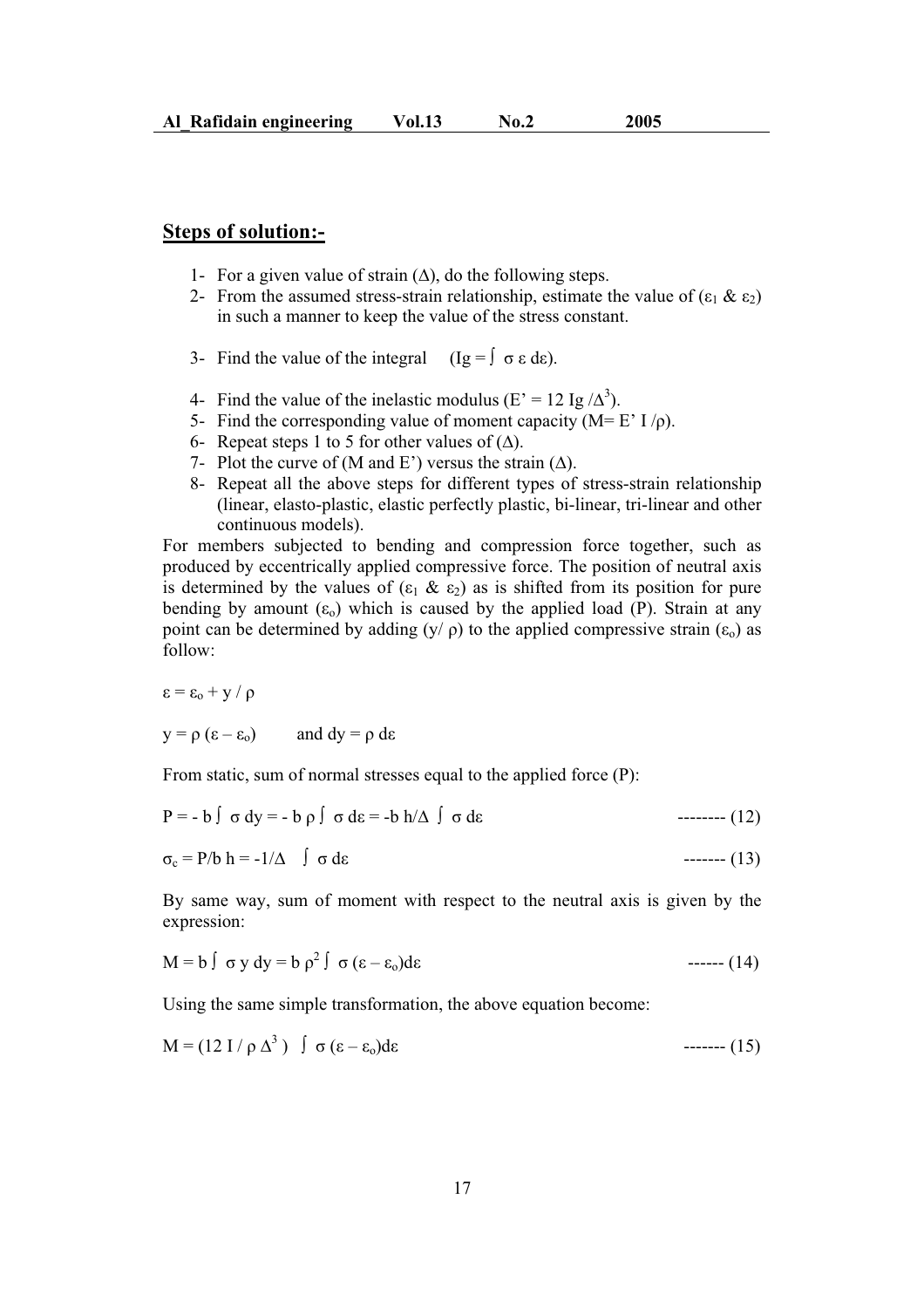## Steps of solution:-

1- For a given value of strain ($\Delta$), do the following steps.
2- From the assumed stress-strain relationship, estimate the value of ($\varepsilon_1$ & $\varepsilon_2$) in such a manner to keep the value of the stress constant.
3- Find the value of the integral ($Ig = \int \sigma \varepsilon \, d\varepsilon$).
4- Find the value of the inelastic modulus ($E' = 12\, Ig / \Delta^3$).
5- Find the corresponding value of moment capacity ($M = E' I / \rho$).
6- Repeat steps 1 to 5 for other values of ($\Delta$).
7- Plot the curve of (M and E') versus the strain ($\Delta$).
8- Repeat all the above steps for different types of stress-strain relationship (linear, elasto-plastic, elastic perfectly plastic, bi-linear, tri-linear and other continuous models).

For members subjected to bending and compression force together, such as produced by eccentrically applied compressive force. The position of neutral axis is determined by the values of ($\varepsilon_1$ & $\varepsilon_2$) as is shifted from its position for pure bending by amount ($\varepsilon_o$) which is caused by the applied load (P). Strain at any point can be determined by adding ($y/\rho$) to the applied compressive strain ($\varepsilon_o$) as follow:

$$\varepsilon = \varepsilon_o + y / \rho$$

$$y = \rho\,(\varepsilon - \varepsilon_o) \qquad \text{and } dy = \rho \, d\varepsilon$$

From static, sum of normal stresses equal to the applied force (P):

$$P = -b \int \sigma \, dy = -b\,\rho \int \sigma \, d\varepsilon = -b\, h/\Delta \int \sigma \, d\varepsilon \qquad \text{-------- (12)}$$

$$\sigma_c = P/b\,h = -1/\Delta \int \sigma \, d\varepsilon \qquad \text{------- (13)}$$

By same way, sum of moment with respect to the neutral axis is given by the expression:

$$M = b \int \sigma\, y \, dy = b\,\rho^2 \int \sigma\,(\varepsilon - \varepsilon_o) d\varepsilon \qquad \text{------ (14)}$$

Using the same simple transformation, the above equation become:

$$M = (12\, I / \rho\, \Delta^3) \int \sigma\,(\varepsilon - \varepsilon_o) d\varepsilon \qquad \text{------- (15)}$$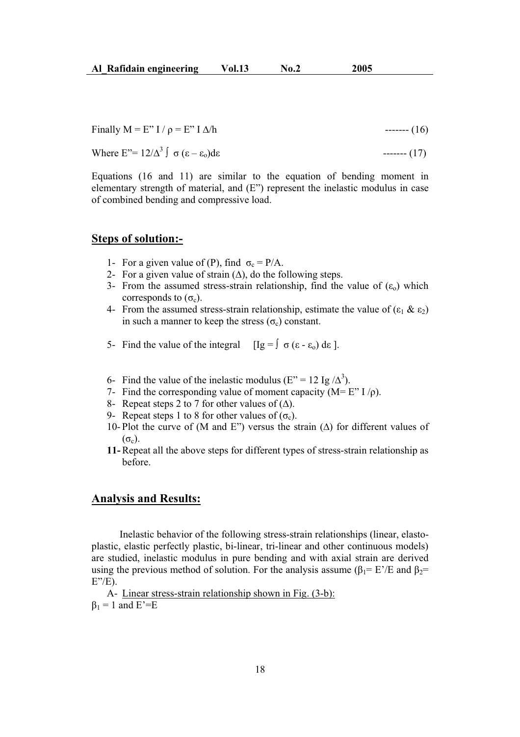Finally $M = E'' I / \rho = E'' I \Delta/h$ ------- (16)

Where $E''= 12/\Delta^3 \int \sigma (\varepsilon - \varepsilon_o)d\varepsilon$ ------- (17)

Equations (16 and 11) are similar to the equation of bending moment in elementary strength of material, and ($E''$) represent the inelastic modulus in case of combined bending and compressive load.

## Steps of solution:-

1- For a given value of (P), find $\sigma_c = P/A$.

2- For a given value of strain ($\Delta$), do the following steps.

3- From the assumed stress-strain relationship, find the value of ($\varepsilon_o$) which corresponds to ($\sigma_c$).

4- From the assumed stress-strain relationship, estimate the value of ($\varepsilon_1$ & $\varepsilon_2$) in such a manner to keep the stress ($\sigma_c$) constant.

5- Find the value of the integral [$Ig = \int \sigma (\varepsilon - \varepsilon_o) d\varepsilon$ ].

6- Find the value of the inelastic modulus ($E'' = 12\, Ig /\Delta^3$).

7- Find the corresponding value of moment capacity ($M= E'' I /\rho$).

8- Repeat steps 2 to 7 for other values of ($\Delta$).

9- Repeat steps 1 to 8 for other values of ($\sigma_c$).

10- Plot the curve of (M and $E''$) versus the strain ($\Delta$) for different values of ($\sigma_c$).

**11-** Repeat all the above steps for different types of stress-strain relationship as before.

## Analysis and Results:

Inelastic behavior of the following stress-strain relationships (linear, elasto-plastic, elastic perfectly plastic, bi-linear, tri-linear and other continuous models) are studied, inelastic modulus in pure bending and with axial strain are derived using the previous method of solution. For the analysis assume ($\beta_1= E'/E$ and $\beta_2= E''/E$).

A- Linear stress-strain relationship shown in Fig. (3-b):

$\beta_1 = 1$ and $E'=E$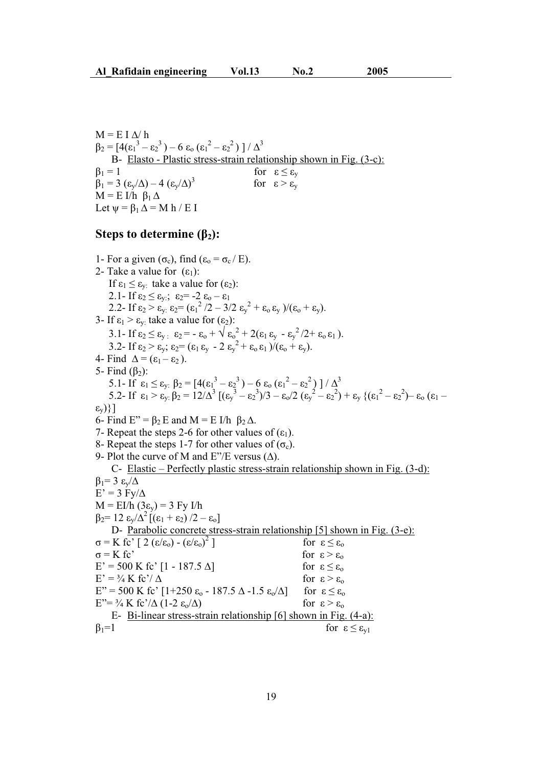$M = E\,I\,\Delta/ h$

$\beta_2 = [4(\varepsilon_1^3 - \varepsilon_2^3) - 6\,\varepsilon_o\,(\varepsilon_1^2 - \varepsilon_2^2)\,] / \Delta^3$

B- Elasto - Plastic stress-strain relationship shown in Fig. (3-c):

$\beta_1 = 1$ for $\varepsilon \le \varepsilon_y$

$\beta_1 = 3\,(\varepsilon_y/\Delta) - 4\,(\varepsilon_y/\Delta)^3$ for $\varepsilon > \varepsilon_y$

$M = E\,I/h\;\;\beta_1\,\Delta$

Let $\psi = \beta_1\,\Delta = M\,h / E\,I$

## Steps to determine ($\beta_2$):

1- For a given ($\sigma_c$), find ($\varepsilon_o = \sigma_c / E$).

2- Take a value for ($\varepsilon_1$):

If $\varepsilon_1 \le \varepsilon_y$: take a value for ($\varepsilon_2$):

2.1- If $\varepsilon_2 \le \varepsilon_y$:; $\varepsilon_2 = -2\,\varepsilon_o - \varepsilon_1$

2.2- If $\varepsilon_2 > \varepsilon_y$: $\varepsilon_2 = (\varepsilon_1^2 /2 - 3/2\,\varepsilon_y^2 + \varepsilon_o\,\varepsilon_y\,)/(\varepsilon_o + \varepsilon_y)$.

3- If $\varepsilon_1 > \varepsilon_y$: take a value for ($\varepsilon_2$):

3.1- If $\varepsilon_2 \le \varepsilon_y$ : $\varepsilon_2 = -\,\varepsilon_o + \sqrt{\varepsilon_o^2 + 2(\varepsilon_1\,\varepsilon_y\, - \varepsilon_y^2/2 + \varepsilon_o\,\varepsilon_1\,)}$.

3.2- If $\varepsilon_2 > \varepsilon_y$; $\varepsilon_2 = (\varepsilon_1\,\varepsilon_y\, - 2\,\varepsilon_y^2 + \varepsilon_o\,\varepsilon_1\,)/(\varepsilon_o + \varepsilon_y)$.

4- Find $\Delta = (\varepsilon_1 - \varepsilon_2\,)$.

5- Find ($\beta_2$):

5.1- If $\varepsilon_1 \le \varepsilon_y$: $\beta_2 = [4(\varepsilon_1^3 - \varepsilon_2^3\,) - 6\,\varepsilon_o\,(\varepsilon_1^2 - \varepsilon_2^2\,)\,] / \Delta^3$

5.2- If $\varepsilon_1 > \varepsilon_y$: $\beta_2 = 12/\Delta^3\,[(\varepsilon_y^3 - \varepsilon_2^3)/3 - \varepsilon_o/2\,(\varepsilon_y^2 - \varepsilon_2^2) + \varepsilon_y\,\{(\varepsilon_1^2 - \varepsilon_2^2) - \varepsilon_o\,(\varepsilon_1 - \varepsilon_y)\}]$

6- Find $E'' = \beta_2\,E$ and $M = E\,I/h\;\;\beta_2\,\Delta$.

7- Repeat the steps 2-6 for other values of ($\varepsilon_1$).

8- Repeat the steps 1-7 for other values of ($\sigma_c$).

9- Plot the curve of M and E"/E versus ($\Delta$).

C- Elastic – Perfectly plastic stress-strain relationship shown in Fig. (3-d):

$\beta_1 = 3\,\varepsilon_y/\Delta$

$E' = 3\,Fy/\Delta$

$M = EI/h\,(3\varepsilon_y) = 3\,Fy\,I/h$

$\beta_2 = 12\,\varepsilon_y/\Delta^2\,[(\varepsilon_1 + \varepsilon_2)\,/2 - \varepsilon_o]$

D- Parabolic concrete stress-strain relationship [5] shown in Fig. (3-e):

$\sigma = K\,fc'\,[\,2\,(\varepsilon/\varepsilon_o) - (\varepsilon/\varepsilon_o)^2\,]$ for $\varepsilon \le \varepsilon_o$

$\sigma = K\,fc'$ for $\varepsilon > \varepsilon_o$

$E' = 500\,K\,fc'\,[1 - 187.5\,\Delta]$ for $\varepsilon \le \varepsilon_o$

$E' = \tfrac{3}{4}\,K\,fc'/\,\Delta$ for $\varepsilon > \varepsilon_o$

$E'' = 500\,K\,fc'\,[1+250\,\varepsilon_o - 187.5\,\Delta - 1.5\,\varepsilon_o/\Delta]$ for $\varepsilon \le \varepsilon_o$

$E'' = \tfrac{3}{4}\,K\,fc'/\Delta\,(1-2\,\varepsilon_o/\Delta)$ for $\varepsilon > \varepsilon_o$

E- Bi-linear stress-strain relationship [6] shown in Fig. (4-a):

$\beta_1 = 1$ for $\varepsilon \le \varepsilon_{y1}$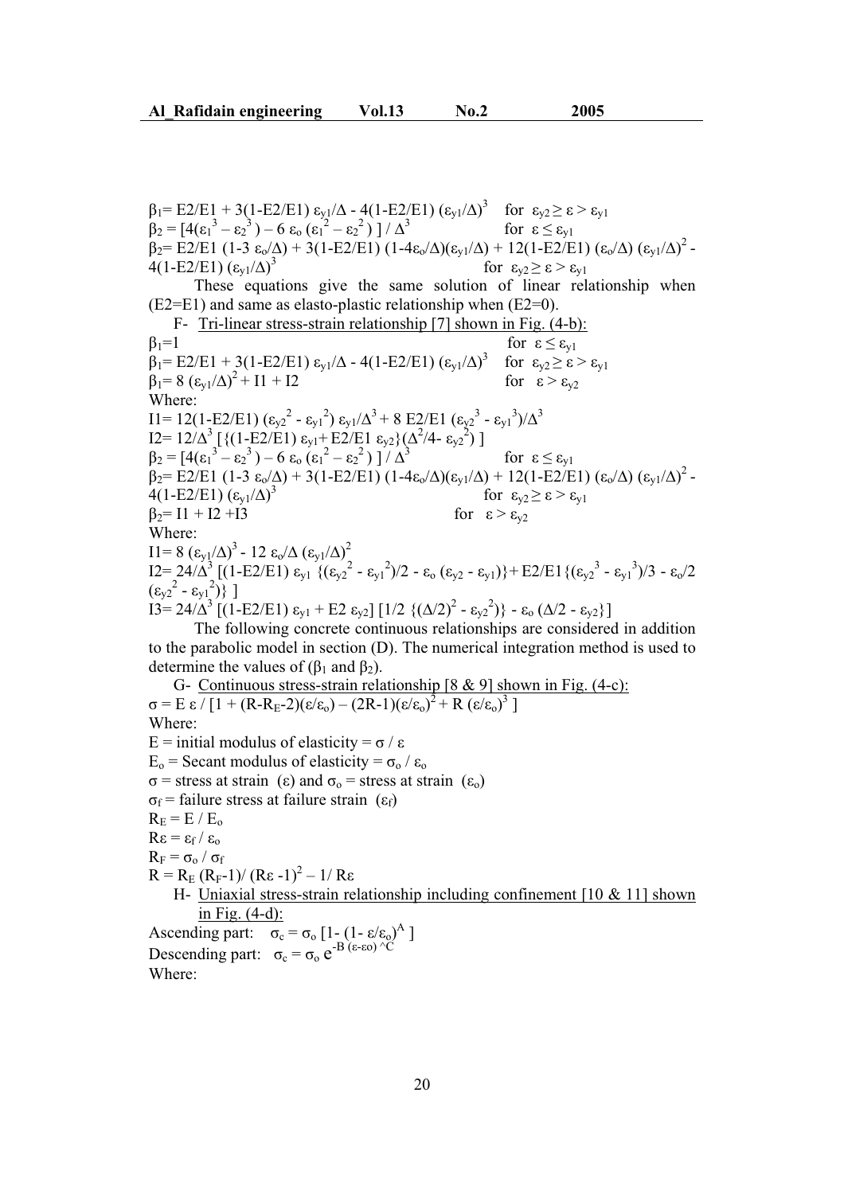$\beta_1 = E2/E1 + 3(1\text{-}E2/E1)\,\varepsilon_{y1}/\Delta - 4(1\text{-}E2/E1)\,(\varepsilon_{y1}/\Delta)^3$ for $\varepsilon_{y2} \geq \varepsilon > \varepsilon_{y1}$

$\beta_2 = [4(\varepsilon_1^{\,3} - \varepsilon_2^{\,3}) - 6\,\varepsilon_o\,(\varepsilon_1^{\,2} - \varepsilon_2^{\,2})\,] / \Delta^3$ for $\varepsilon \leq \varepsilon_{y1}$

$\beta_2 = E2/E1\,(1\text{-}3\,\varepsilon_o/\Delta) + 3(1\text{-}E2/E1)\,(1\text{-}4\varepsilon_o/\Delta)(\varepsilon_{y1}/\Delta) + 12(1\text{-}E2/E1)\,(\varepsilon_o/\Delta)\,(\varepsilon_{y1}/\Delta)^2 - 4(1\text{-}E2/E1)\,(\varepsilon_{y1}/\Delta)^3$ for $\varepsilon_{y2} \geq \varepsilon > \varepsilon_{y1}$

These equations give the same solution of linear relationship when (E2=E1) and same as elasto-plastic relationship when (E2=0).

F- Tri-linear stress-strain relationship [7] shown in Fig. (4-b):

$\beta_1 = 1$ for $\varepsilon \leq \varepsilon_{y1}$

$\beta_1 = E2/E1 + 3(1\text{-}E2/E1)\,\varepsilon_{y1}/\Delta - 4(1\text{-}E2/E1)\,(\varepsilon_{y1}/\Delta)^3$ for $\varepsilon_{y2} \geq \varepsilon > \varepsilon_{y1}$

$\beta_1 = 8\,(\varepsilon_{y1}/\Delta)^2 + I1 + I2$ for $\varepsilon > \varepsilon_{y2}$

Where:

$I1 = 12(1\text{-}E2/E1)\,(\varepsilon_{y2}^{\,2} - \varepsilon_{y1}^{\,2})\,\varepsilon_{y1}/\Delta^3 + 8\,E2/E1\,(\varepsilon_{y2}^{\,3} - \varepsilon_{y1}^{\,3})/\Delta^3$

$I2 = 12/\Delta^3\,[\{(1\text{-}E2/E1)\,\varepsilon_{y1} + E2/E1\,\varepsilon_{y2}\}(\Delta^2/4 - \varepsilon_{y2}^{\,2})\,]$

$\beta_2 = [4(\varepsilon_1^{\,3} - \varepsilon_2^{\,3}) - 6\,\varepsilon_o\,(\varepsilon_1^{\,2} - \varepsilon_2^{\,2})\,] / \Delta^3$ for $\varepsilon \leq \varepsilon_{y1}$

$\beta_2 = E2/E1\,(1\text{-}3\,\varepsilon_o/\Delta) + 3(1\text{-}E2/E1)\,(1\text{-}4\varepsilon_o/\Delta)(\varepsilon_{y1}/\Delta) + 12(1\text{-}E2/E1)\,(\varepsilon_o/\Delta)\,(\varepsilon_{y1}/\Delta)^2 - 4(1\text{-}E2/E1)\,(\varepsilon_{y1}/\Delta)^3$ for $\varepsilon_{y2} \geq \varepsilon > \varepsilon_{y1}$

$\beta_2 = I1 + I2 + I3$ for $\varepsilon > \varepsilon_{y2}$

Where:

$I1 = 8\,(\varepsilon_{y1}/\Delta)^3 - 12\,\varepsilon_o/\Delta\,(\varepsilon_{y1}/\Delta)^2$

$I2 = 24/\Delta^3\,[(1\text{-}E2/E1)\,\varepsilon_{y1}\,\{(\varepsilon_{y2}^{\,2} - \varepsilon_{y1}^{\,2})/2 - \varepsilon_o\,(\varepsilon_{y2} - \varepsilon_{y1})\} + E2/E1\{(\varepsilon_{y2}^{\,3} - \varepsilon_{y1}^{\,3})/3 - \varepsilon_o/2\,(\varepsilon_{y2}^{\,2} - \varepsilon_{y1}^{\,2})\}\,]$

$I3 = 24/\Delta^3\,[(1\text{-}E2/E1)\,\varepsilon_{y1} + E2\,\varepsilon_{y2}]\,[1/2\,\{(\Delta/2)^2 - \varepsilon_{y2}^{\,2})\} - \varepsilon_o\,(\Delta/2 - \varepsilon_{y2}\}]$

The following concrete continuous relationships are considered in addition to the parabolic model in section (D). The numerical integration method is used to determine the values of ($\beta_1$ and $\beta_2$).

G- Continuous stress-strain relationship [8 & 9] shown in Fig. (4-c):

$\sigma = E\,\varepsilon / [1 + (R\text{-}R_E\text{-}2)(\varepsilon/\varepsilon_o) - (2R\text{-}1)(\varepsilon/\varepsilon_o)^2 + R\,(\varepsilon/\varepsilon_o)^3\,]$

Where:

E = initial modulus of elasticity = $\sigma / \varepsilon$

$E_o$ = Secant modulus of elasticity = $\sigma_o / \varepsilon_o$

$\sigma$ = stress at strain ($\varepsilon$) and $\sigma_o$ = stress at strain ($\varepsilon_o$)

$\sigma_f$ = failure stress at failure strain ($\varepsilon_f$)

$R_E = E / E_o$

$R\varepsilon = \varepsilon_f / \varepsilon_o$

$R_F = \sigma_o / \sigma_f$

$R = R_E\,(R_F\text{-}1)/\,(R\varepsilon\,\text{-}1)^2 - 1/\,R\varepsilon$

H- Uniaxial stress-strain relationship including confinement [10 & 11] shown in Fig. (4-d):

Ascending part: $\sigma_c = \sigma_o\,[1\text{-}\,(1\text{-}\,\varepsilon/\varepsilon_o)^A\,]$

Descending part: $\sigma_c = \sigma_o\,e^{-B\,(\varepsilon-\varepsilon o)\,\wedge C}$

Where: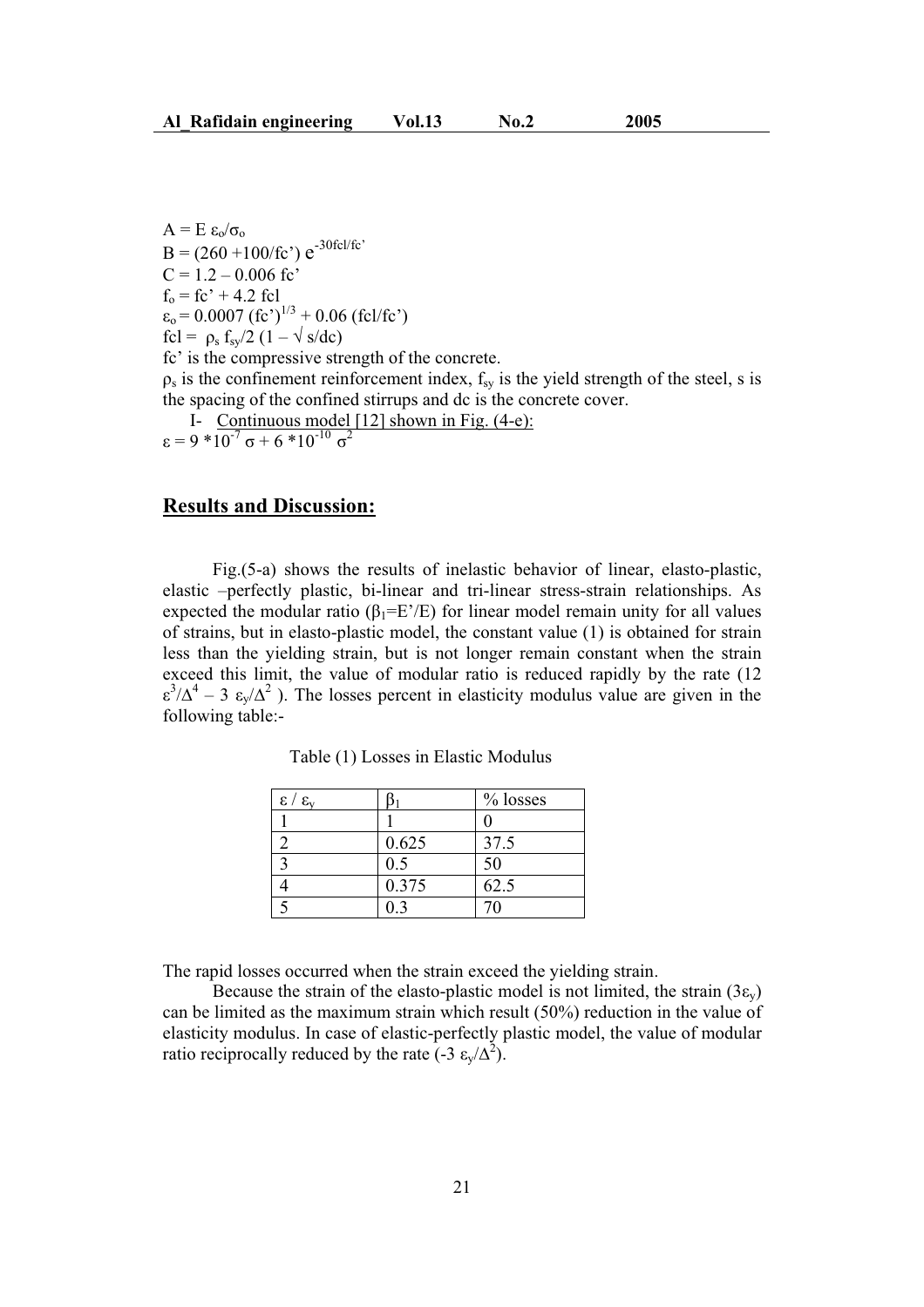$A = E\,\varepsilon_o/\sigma_o$

$B = (260 + 100/fc')\, e^{-30fcl/fc'}$

$C = 1.2 - 0.006\, fc'$

$f_o = fc' + 4.2\, fcl$

$\varepsilon_o = 0.0007\, (fc')^{1/3} + 0.06\, (fcl/fc')$

$fcl = \rho_s\, f_{sy}/2\, (1 - \sqrt{s/dc})$

fc' is the compressive strength of the concrete.

$\rho_s$ is the confinement reinforcement index, $f_{sy}$ is the yield strength of the steel, s is the spacing of the confined stirrups and dc is the concrete cover.

I- Continuous model [12] shown in Fig. (4-e):

$\varepsilon = 9 * 10^{-7}\, \sigma + 6 * 10^{-10}\, \sigma^2$

## Results and Discussion:

Fig.(5-a) shows the results of inelastic behavior of linear, elasto-plastic, elastic –perfectly plastic, bi-linear and tri-linear stress-strain relationships. As expected the modular ratio ($\beta_1$=E'/E) for linear model remain unity for all values of strains, but in elasto-plastic model, the constant value (1) is obtained for strain less than the yielding strain, but is not longer remain constant when the strain exceed this limit, the value of modular ratio is reduced rapidly by the rate ($12\, \varepsilon^3/\Delta^4 - 3\, \varepsilon_y/\Delta^2$ ). The losses percent in elasticity modulus value are given in the following table:-

Table (1) Losses in Elastic Modulus

| $\varepsilon / \varepsilon_y$ | $\beta_1$ | % losses |
|---|---|---|
| 1 | 1 | 0 |
| 2 | 0.625 | 37.5 |
| 3 | 0.5 | 50 |
| 4 | 0.375 | 62.5 |
| 5 | 0.3 | 70 |

The rapid losses occurred when the strain exceed the yielding strain.

Because the strain of the elasto-plastic model is not limited, the strain ($3\varepsilon_y$) can be limited as the maximum strain which result (50%) reduction in the value of elasticity modulus. In case of elastic-perfectly plastic model, the value of modular ratio reciprocally reduced by the rate ($-3\, \varepsilon_y/\Delta^2$).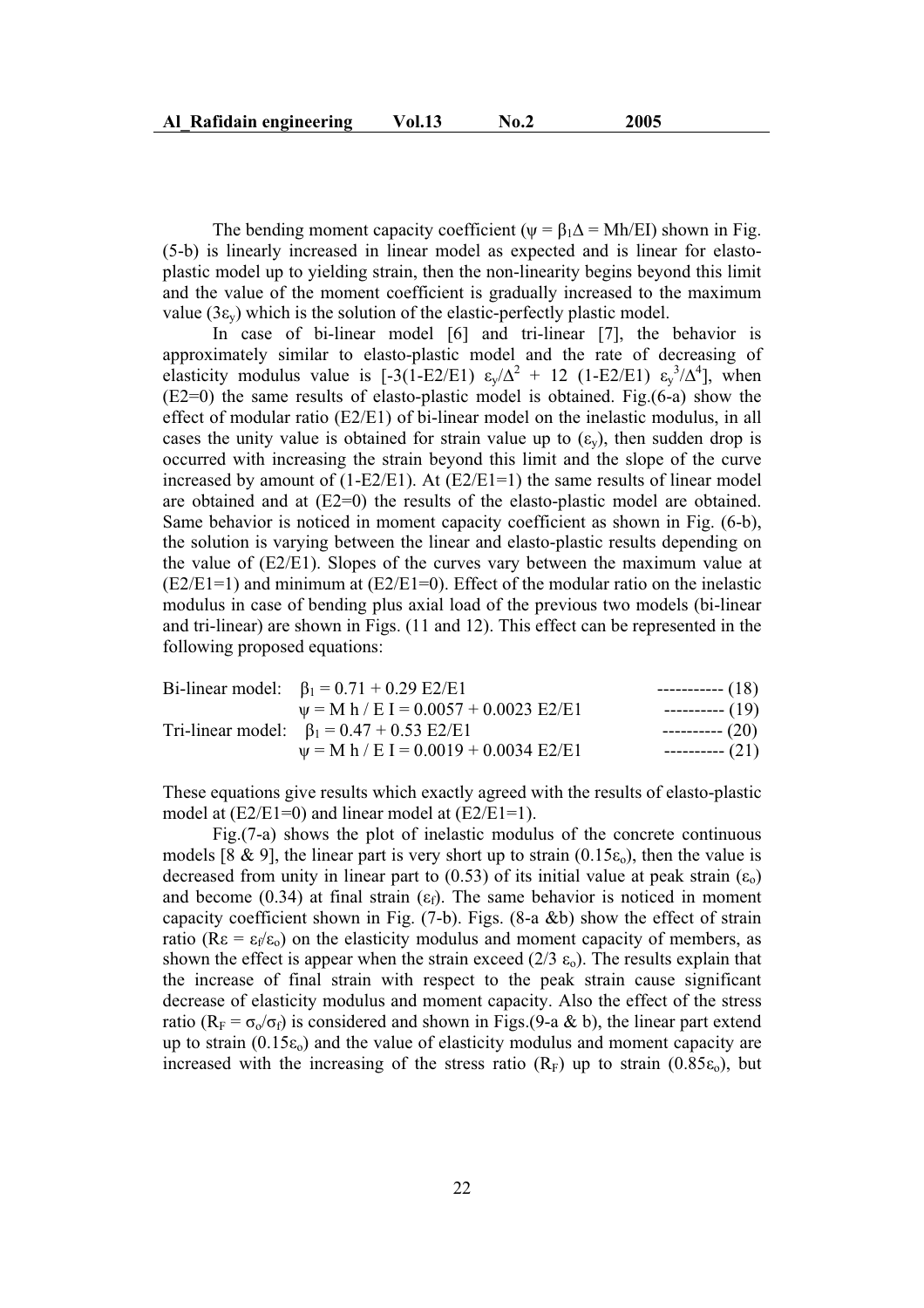The bending moment capacity coefficient ($\psi = \beta_1\Delta = Mh/EI$) shown in Fig. (5-b) is linearly increased in linear model as expected and is linear for elasto-plastic model up to yielding strain, then the non-linearity begins beyond this limit and the value of the moment coefficient is gradually increased to the maximum value ($3\varepsilon_y$) which is the solution of the elastic-perfectly plastic model.

In case of bi-linear model [6] and tri-linear [7], the behavior is approximately similar to elasto-plastic model and the rate of decreasing of elasticity modulus value is [$-3(1\text{-}E2/E1)\ \varepsilon_y/\Delta^2 + 12\ (1\text{-}E2/E1)\ \varepsilon_y^3/\Delta^4$], when (E2=0) the same results of elasto-plastic model is obtained. Fig.(6-a) show the effect of modular ratio (E2/E1) of bi-linear model on the inelastic modulus, in all cases the unity value is obtained for strain value up to ($\varepsilon_y$), then sudden drop is occurred with increasing the strain beyond this limit and the slope of the curve increased by amount of (1-E2/E1). At (E2/E1=1) the same results of linear model are obtained and at (E2=0) the results of the elasto-plastic model are obtained. Same behavior is noticed in moment capacity coefficient as shown in Fig. (6-b), the solution is varying between the linear and elasto-plastic results depending on the value of (E2/E1). Slopes of the curves vary between the maximum value at (E2/E1=1) and minimum at (E2/E1=0). Effect of the modular ratio on the inelastic modulus in case of bending plus axial load of the previous two models (bi-linear and tri-linear) are shown in Figs. (11 and 12). This effect can be represented in the following proposed equations:

Bi-linear model: $\beta_1 = 0.71 + 0.29\ E2/E1$ ----------- (18)

$\psi = M\,h / E\,I = 0.0057 + 0.0023\ E2/E1$ ---------- (19)

Tri-linear model: $\beta_1 = 0.47 + 0.53\ E2/E1$ ---------- (20)

$\psi = M\,h / E\,I = 0.0019 + 0.0034\ E2/E1$ ---------- (21)

These equations give results which exactly agreed with the results of elasto-plastic model at (E2/E1=0) and linear model at (E2/E1=1).

Fig.(7-a) shows the plot of inelastic modulus of the concrete continuous models [8 & 9], the linear part is very short up to strain ($0.15\varepsilon_o$), then the value is decreased from unity in linear part to (0.53) of its initial value at peak strain ($\varepsilon_o$) and become (0.34) at final strain ($\varepsilon_f$). The same behavior is noticed in moment capacity coefficient shown in Fig. (7-b). Figs. (8-a &b) show the effect of strain ratio ($R\varepsilon = \varepsilon_f/\varepsilon_o$) on the elasticity modulus and moment capacity of members, as shown the effect is appear when the strain exceed ($2/3\ \varepsilon_o$). The results explain that the increase of final strain with respect to the peak strain cause significant decrease of elasticity modulus and moment capacity. Also the effect of the stress ratio ($R_F = \sigma_o/\sigma_f$) is considered and shown in Figs.(9-a & b), the linear part extend up to strain ($0.15\varepsilon_o$) and the value of elasticity modulus and moment capacity are increased with the increasing of the stress ratio ($R_F$) up to strain ($0.85\varepsilon_o$), but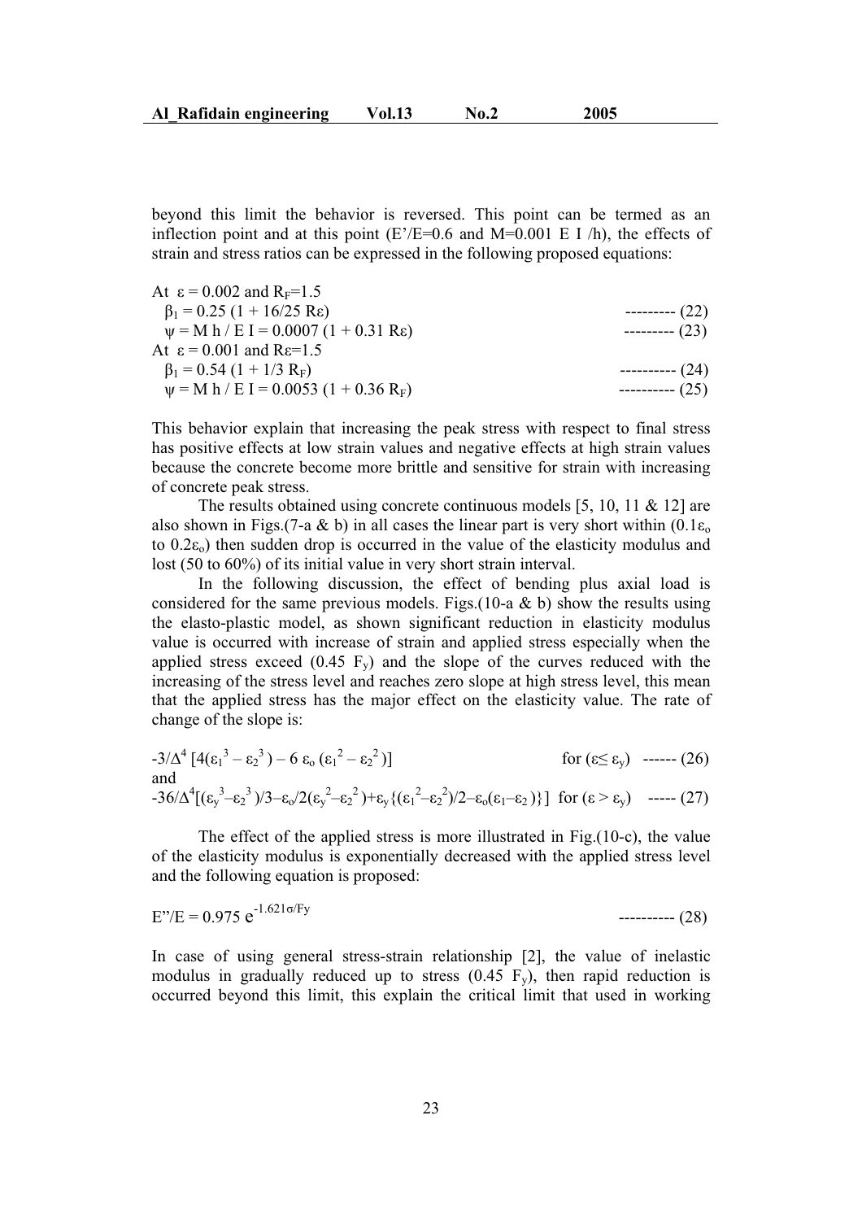beyond this limit the behavior is reversed. This point can be termed as an inflection point and at this point ($E'/E=0.6$ and $M=0.001\ E\ I/h$), the effects of strain and stress ratios can be expressed in the following proposed equations:

At $\varepsilon = 0.002$ and $R_F=1.5$

$$\beta_1 = 0.25\ (1 + 16/25\ R\varepsilon) \quad \text{---------- (22)}$$

$$\psi = M\ h / E\ I = 0.0007\ (1 + 0.31\ R\varepsilon) \quad \text{---------- (23)}$$

At $\varepsilon = 0.001$ and $R\varepsilon=1.5$

$$\beta_1 = 0.54\ (1 + 1/3\ R_F) \quad \text{---------- (24)}$$

$$\psi = M\ h / E\ I = 0.0053\ (1 + 0.36\ R_F) \quad \text{---------- (25)}$$

This behavior explain that increasing the peak stress with respect to final stress has positive effects at low strain values and negative effects at high strain values because the concrete become more brittle and sensitive for strain with increasing of concrete peak stress.

The results obtained using concrete continuous models [5, 10, 11 & 12] are also shown in Figs.(7-a & b) in all cases the linear part is very short within ($0.1\varepsilon_o$ to $0.2\varepsilon_o$) then sudden drop is occurred in the value of the elasticity modulus and lost (50 to 60%) of its initial value in very short strain interval.

In the following discussion, the effect of bending plus axial load is considered for the same previous models. Figs.(10-a & b) show the results using the elasto-plastic model, as shown significant reduction in elasticity modulus value is occurred with increase of strain and applied stress especially when the applied stress exceed ($0.45\ F_y$) and the slope of the curves reduced with the increasing of the stress level and reaches zero slope at high stress level, this mean that the applied stress has the major effect on the elasticity value. The rate of change of the slope is:

$$-3/\Delta^4\ [4(\varepsilon_1^{\,3} - \varepsilon_2^{\,3}) - 6\ \varepsilon_o\ (\varepsilon_1^{\,2} - \varepsilon_2^{\,2})] \qquad \text{for } (\varepsilon \leq \varepsilon_y) \quad \text{------ (26)}$$

and

$$-36/\Delta^4[(\varepsilon_y^{\,3}-\varepsilon_2^{\,3})/3-\varepsilon_o/2(\varepsilon_y^{\,2}-\varepsilon_2^{\,2})+\varepsilon_y\{(\varepsilon_1^{\,2}-\varepsilon_2^{\,2})/2-\varepsilon_o(\varepsilon_1-\varepsilon_2)\}] \quad \text{for } (\varepsilon > \varepsilon_y) \quad \text{----- (27)}$$

The effect of the applied stress is more illustrated in Fig.(10-c), the value of the elasticity modulus is exponentially decreased with the applied stress level and the following equation is proposed:

$$E''/E = 0.975\ e^{-1.621\sigma/Fy} \quad \text{---------- (28)}$$

In case of using general stress-strain relationship [2], the value of inelastic modulus in gradually reduced up to stress ($0.45\ F_y$), then rapid reduction is occurred beyond this limit, this explain the critical limit that used in working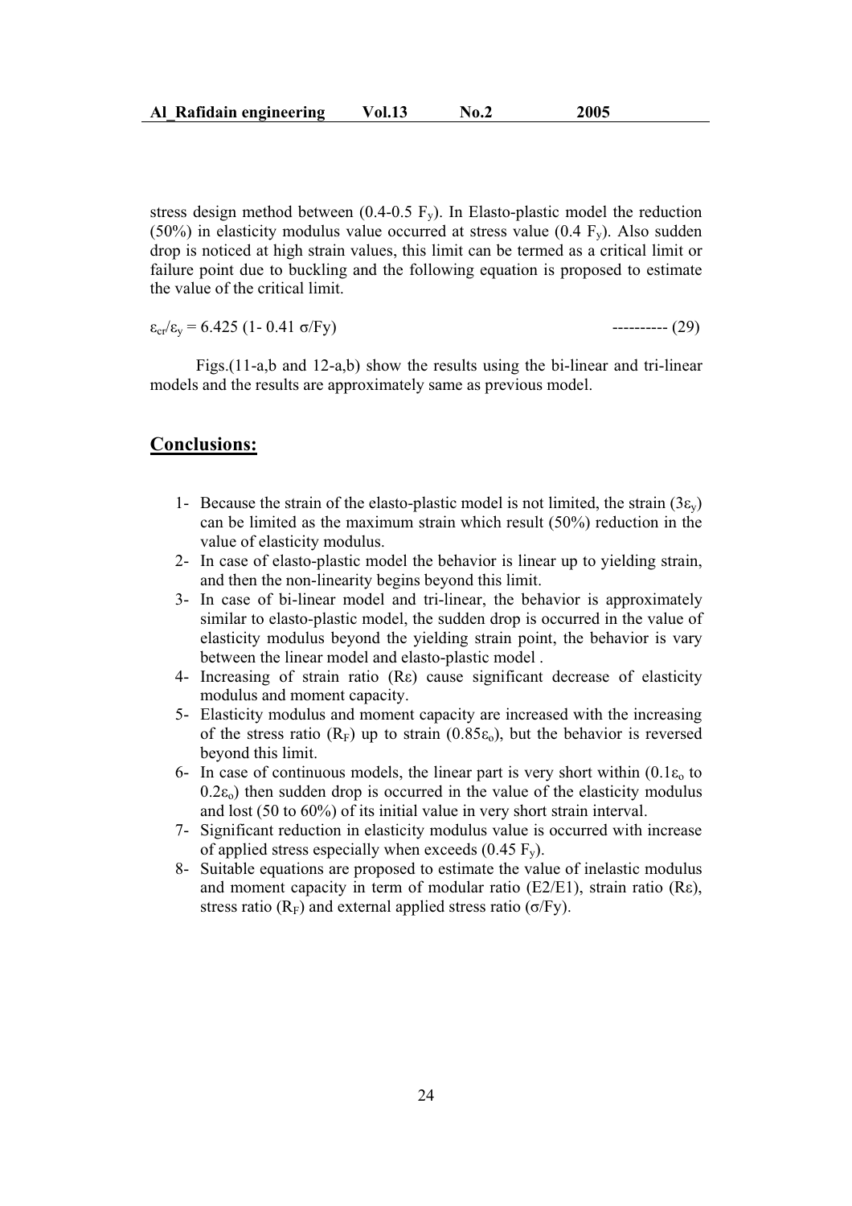stress design method between ($0.4$-$0.5\ F_y$). In Elasto-plastic model the reduction ($50\%$) in elasticity modulus value occurred at stress value ($0.4\ F_y$). Also sudden drop is noticed at high strain values, this limit can be termed as a critical limit or failure point due to buckling and the following equation is proposed to estimate the value of the critical limit.

$$\varepsilon_{cr}/\varepsilon_y = 6.425\ (1 - 0.41\ \sigma/Fy) \qquad \text{---------- (29)}$$

Figs.(11-a,b and 12-a,b) show the results using the bi-linear and tri-linear models and the results are approximately same as previous model.

## Conclusions:

1. Because the strain of the elasto-plastic model is not limited, the strain ($3\varepsilon_y$) can be limited as the maximum strain which result ($50\%$) reduction in the value of elasticity modulus.
2. In case of elasto-plastic model the behavior is linear up to yielding strain, and then the non-linearity begins beyond this limit.
3. In case of bi-linear model and tri-linear, the behavior is approximately similar to elasto-plastic model, the sudden drop is occurred in the value of elasticity modulus beyond the yielding strain point, the behavior is vary between the linear model and elasto-plastic model .
4. Increasing of strain ratio ($R\varepsilon$) cause significant decrease of elasticity modulus and moment capacity.
5. Elasticity modulus and moment capacity are increased with the increasing of the stress ratio ($R_F$) up to strain ($0.85\varepsilon_o$), but the behavior is reversed beyond this limit.
6. In case of continuous models, the linear part is very short within ($0.1\varepsilon_o$ to $0.2\varepsilon_o$) then sudden drop is occurred in the value of the elasticity modulus and lost ($50$ to $60\%$) of its initial value in very short strain interval.
7. Significant reduction in elasticity modulus value is occurred with increase of applied stress especially when exceeds ($0.45\ F_y$).
8. Suitable equations are proposed to estimate the value of inelastic modulus and moment capacity in term of modular ratio ($E2/E1$), strain ratio ($R\varepsilon$), stress ratio ($R_F$) and external applied stress ratio ($\sigma/Fy$).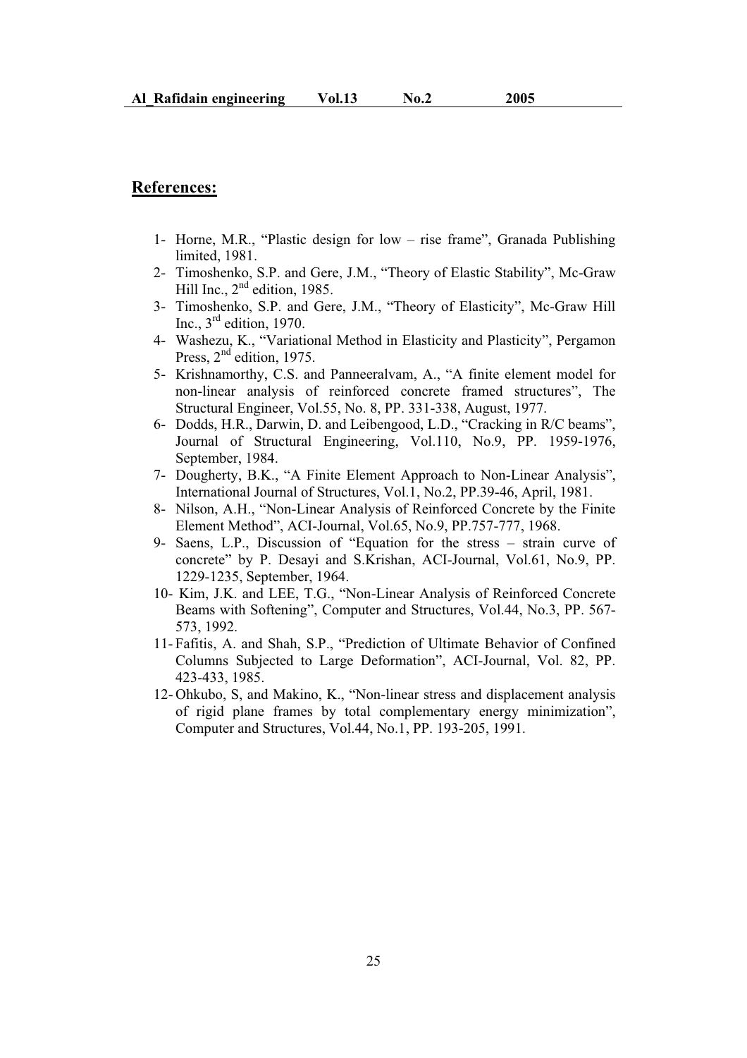## References:

1- Horne, M.R., "Plastic design for low – rise frame", Granada Publishing limited, 1981.

2- Timoshenko, S.P. and Gere, J.M., "Theory of Elastic Stability", Mc-Graw Hill Inc., 2nd edition, 1985.

3- Timoshenko, S.P. and Gere, J.M., "Theory of Elasticity", Mc-Graw Hill Inc., 3rd edition, 1970.

4- Washezu, K., "Variational Method in Elasticity and Plasticity", Pergamon Press, 2nd edition, 1975.

5- Krishnamorthy, C.S. and Panneeralvam, A., "A finite element model for non-linear analysis of reinforced concrete framed structures", The Structural Engineer, Vol.55, No. 8, PP. 331-338, August, 1977.

6- Dodds, H.R., Darwin, D. and Leibengood, L.D., "Cracking in R/C beams", Journal of Structural Engineering, Vol.110, No.9, PP. 1959-1976, September, 1984.

7- Dougherty, B.K., "A Finite Element Approach to Non-Linear Analysis", International Journal of Structures, Vol.1, No.2, PP.39-46, April, 1981.

8- Nilson, A.H., "Non-Linear Analysis of Reinforced Concrete by the Finite Element Method", ACI-Journal, Vol.65, No.9, PP.757-777, 1968.

9- Saens, L.P., Discussion of "Equation for the stress – strain curve of concrete" by P. Desayi and S.Krishan, ACI-Journal, Vol.61, No.9, PP. 1229-1235, September, 1964.

10- Kim, J.K. and LEE, T.G., "Non-Linear Analysis of Reinforced Concrete Beams with Softening", Computer and Structures, Vol.44, No.3, PP. 567-573, 1992.

11- Fafitis, A. and Shah, S.P., "Prediction of Ultimate Behavior of Confined Columns Subjected to Large Deformation", ACI-Journal, Vol. 82, PP. 423-433, 1985.

12- Ohkubo, S, and Makino, K., "Non-linear stress and displacement analysis of rigid plane frames by total complementary energy minimization", Computer and Structures, Vol.44, No.1, PP. 193-205, 1991.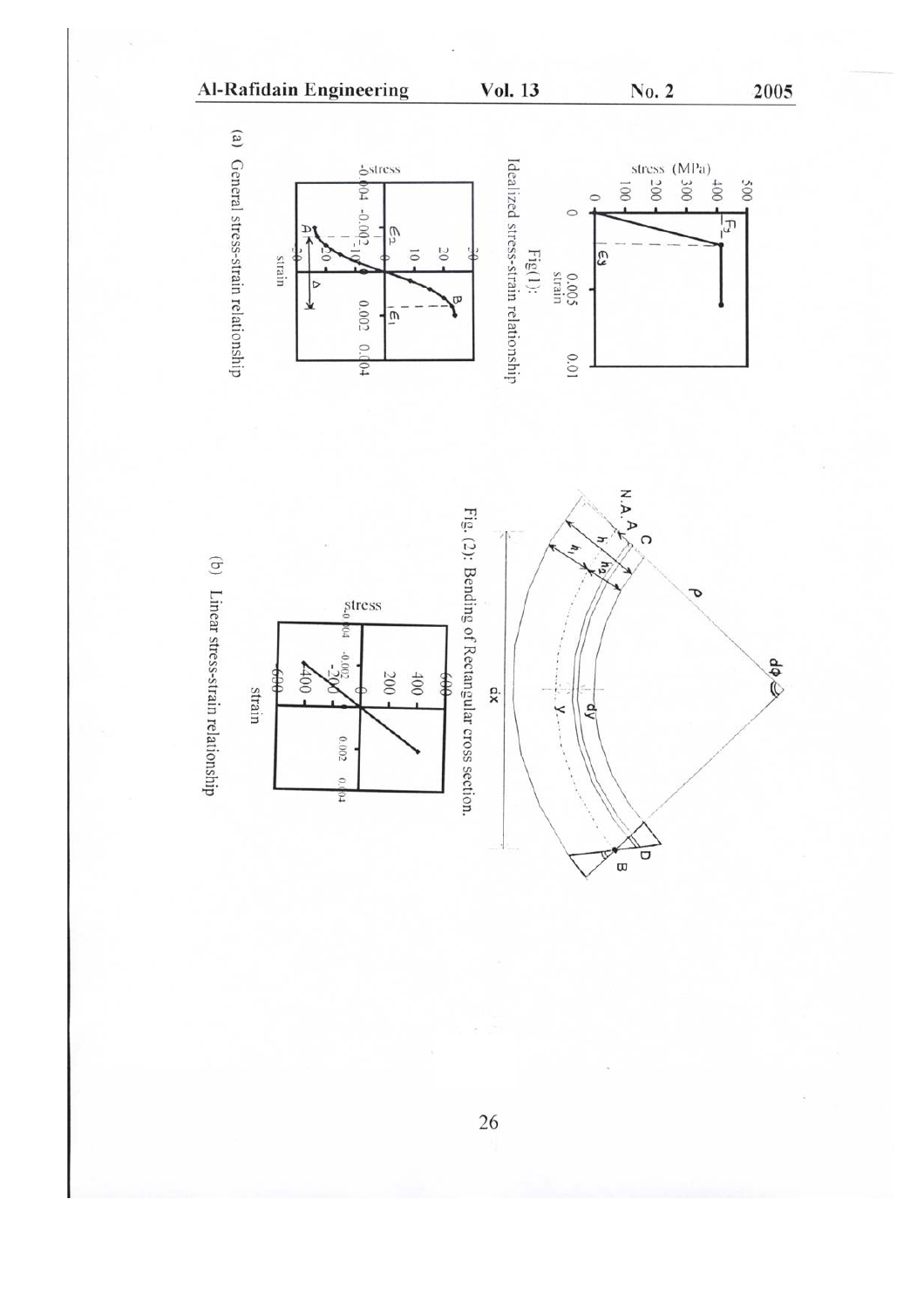Fig(1):
Idealized stress-strain relationship

Fig. (2): Bending of Rectangular cross section.

(a) General stress-strain relationship

(b) Linear stress-strain relationship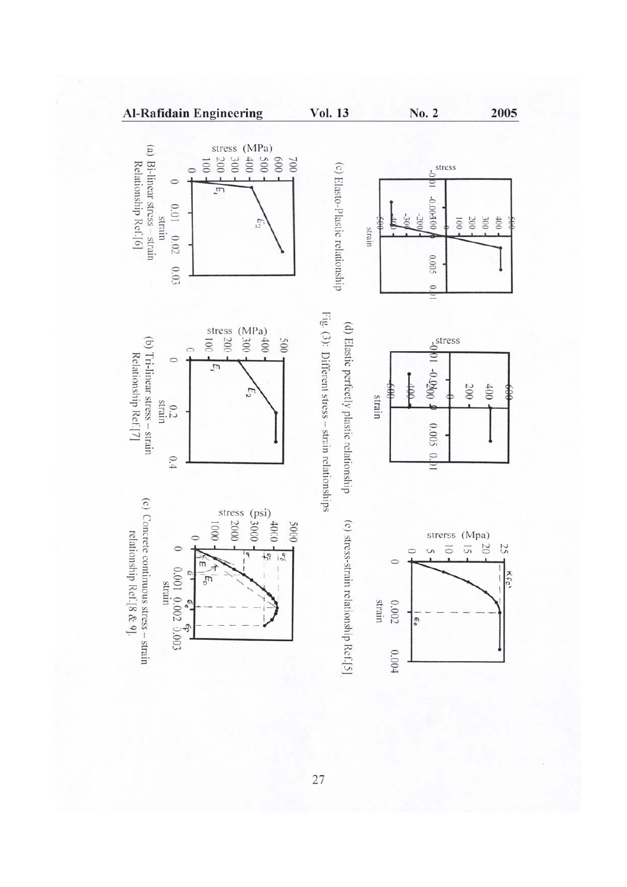(a) Bi-linear stress – strain Relationship Ref.[6]

(b) Tri-linear stress – strain Relationship Ref.[7]

(c) Concrete continuous stress – strain relationship Ref.[8 & 9].

(c) Elasto-Plastic relationship

(d) Elastic perfectly plastic relationship

(e) stress-strain relationship Ref.[5]

Fig. (3): Different stress – strain relationships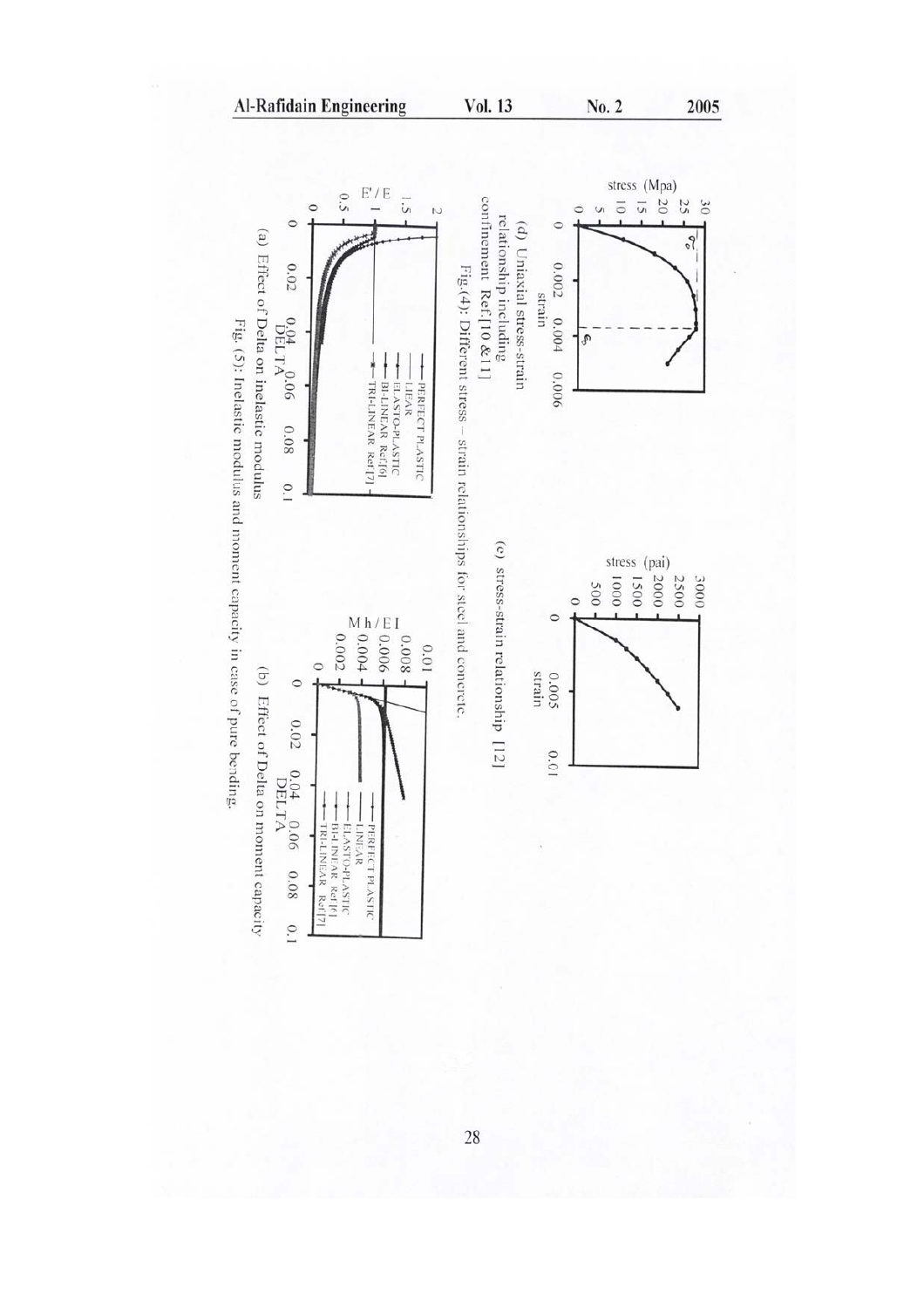(d) Uniaxial stress-strain relationship including confinement Ref.[10 & 11]

(c) stress-strain relationship [12]

Fig.(4): Different stress – strain relationships for steel and concrete.

(a) Effect of Delta on inelastic modulus

(b) Effect of Delta on moment capacity

Fig. (5): Inelastic modulus and moment capacity in case of pure bending.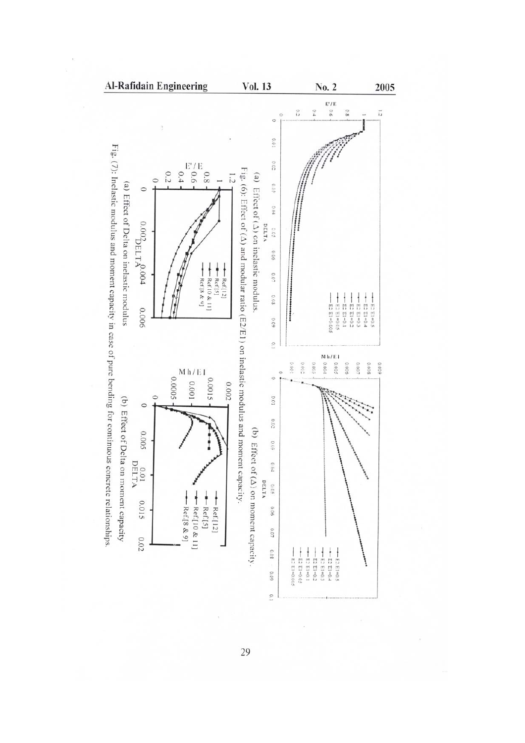(a) Effect of (Δ) on inelastic modulus.

(b) Effect of (Δ) on moment capacity.

Fig. (6): Effect of (Δ) and modular ratio (E2/E1) on inelastic modulus and moment capacity.

(a) Effect of Delta on inelastic modulus

(b) Effect of Delta on moment capacity

Fig. (7): Inelastic modulus and moment capacity in case of pure bending for continuous concrete relationships.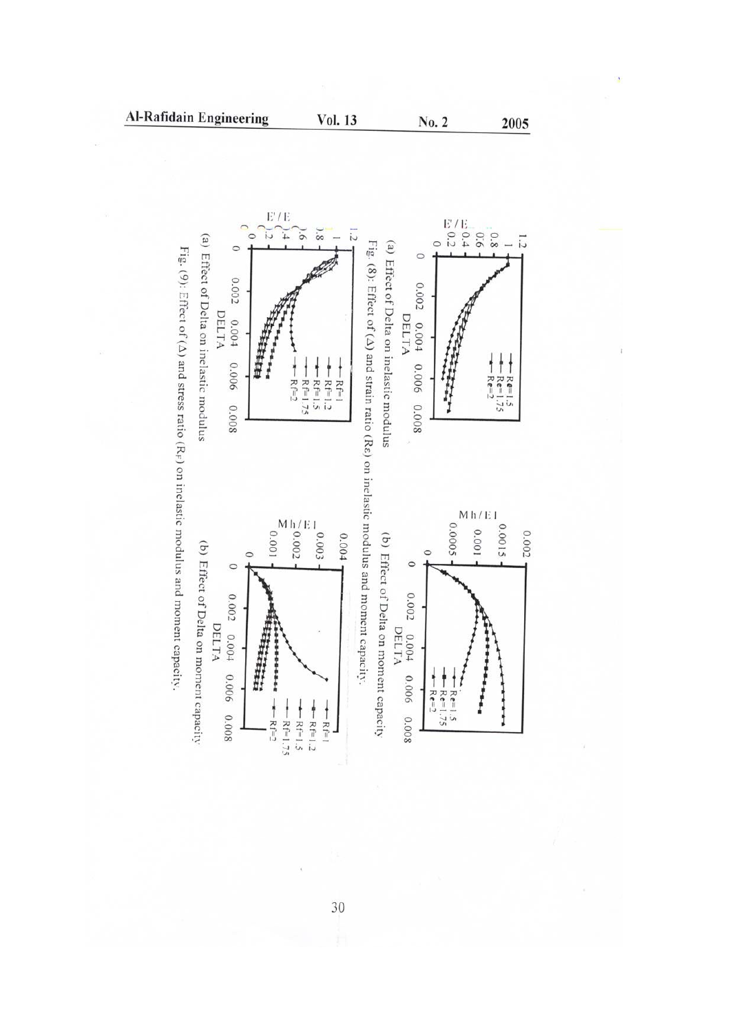(a) Effect of Delta on inelastic modulus

(b) Effect of Delta on moment capacity

Fig. (8): Effect of (Δ) and strain ratio ($R_\varepsilon$) on inelastic modulus and moment capacity.

(a) Effect of Delta on inelastic modulus

(b) Effect of Delta on moment capacity

Fig. (9): Effect of (Δ) and stress ratio ($R_F$) on inelastic modulus and moment capacity.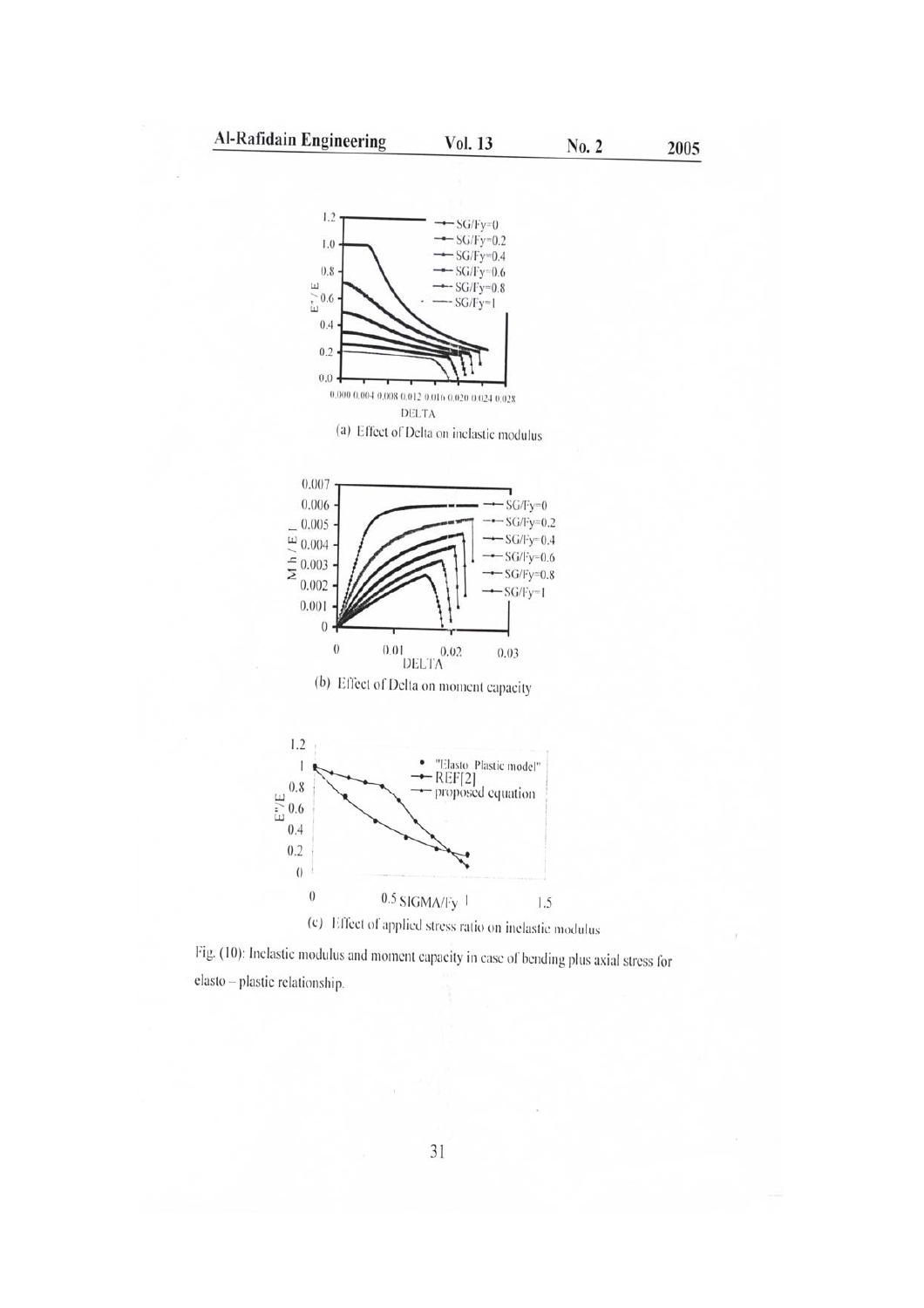(a) Effect of Delta on inelastic modulus

(b) Effect of Delta on moment capacity

(c) Effect of applied stress ratio on inelastic modulus

Fig. (10): Inelastic modulus and moment capacity in case of bending plus axial stress for elasto – plastic relationship.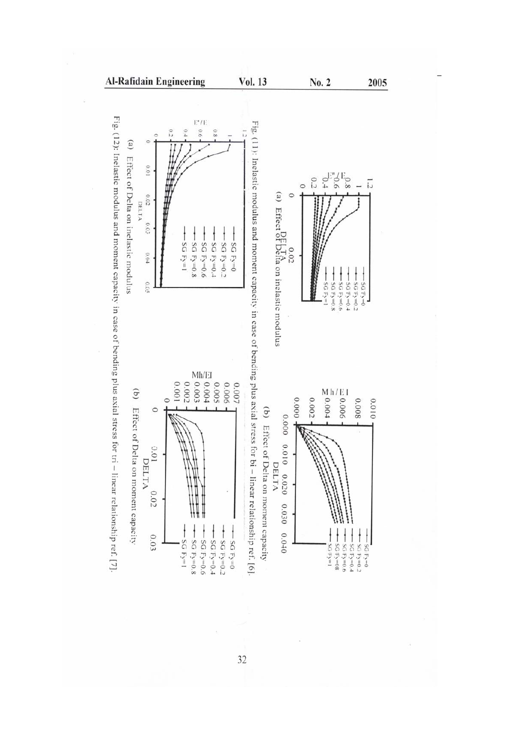E"/E

1.2

1

0.8

0.6

0.4

0.2

0

0

0.02

DELTA

(a) Effect of Delta on inelastic modulus

SG Fy=0

SG Fy=0.2

SG Fy=0.4

SG Fy=0.6

SG Fy=0.8

SG Fy=1

Mh/EI

0.010

0.008

0.006

0.004

0.002

0.000

0.000

0.010

0.020

0.030

0.040

DELTA

(b) Effect of Delta on moment capacity

SG Fy=0

SG Fy=0.2

SG Fy=0.4

SG Fy=0.6

SG Fy=08

SG Fy=1

Fig. (11): Inelastic modulus and moment capacity in case of bending plus axial stress for bi – linear relationship ref. [6].

E"/E

1.2

1

0.8

0.6

0.4

0.2

0

0

0.01

0.02

0.03

0.04

0.05

DELTA

(a) Effect of Delta on inelastic modulus

SG Fy=0

SG Fy=0.2

SG Fy=0.4

SG Fy=0.6

SG Fy=0.8

SG Fy=1

Mh/EI

0.007

0.006

0.005

0.004

0.003

0.002

0.001

0

0

0.01

0.02

0.03

DELTA

(b) Effect of Delta on moment capacity

SG Fy=0

SG Fy=0.2

SG Fy=0.4

SG Fy=0.6

SG Fy=0.8

SG Fy=1

Fig. (12): Inelastic modulus and moment capacity in case of bending plus axial stress for tri – linear relationship ref. [7].